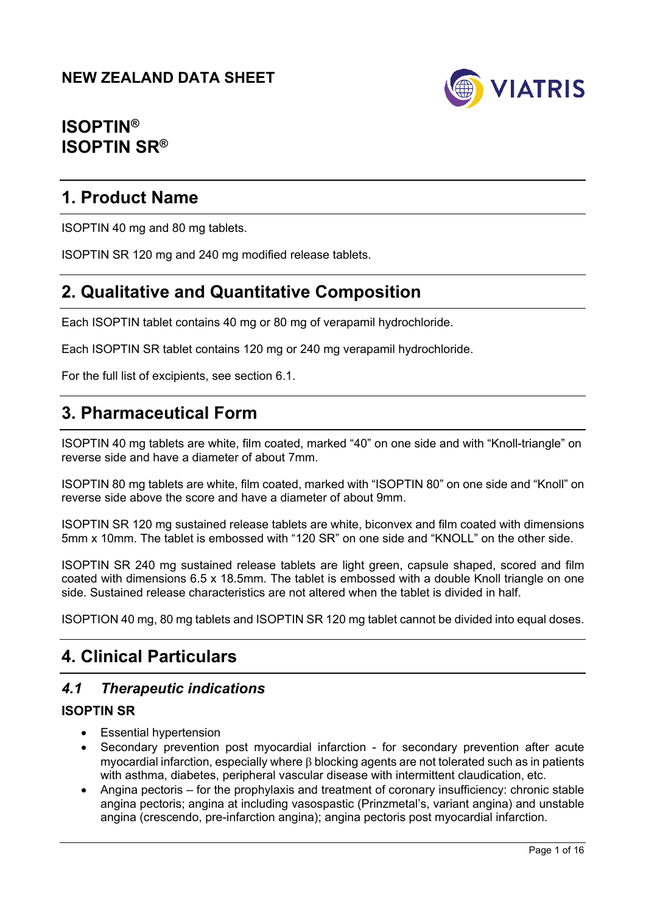# NEW ZEALAND DATA SHEET

# ISOPTIN®
# ISOPTIN SR®

## 1. Product Name

ISOPTIN 40 mg and 80 mg tablets.

ISOPTIN SR 120 mg and 240 mg modified release tablets.

## 2. Qualitative and Quantitative Composition

Each ISOPTIN tablet contains 40 mg or 80 mg of verapamil hydrochloride.

Each ISOPTIN SR tablet contains 120 mg or 240 mg verapamil hydrochloride.

For the full list of excipients, see section 6.1.

## 3. Pharmaceutical Form

ISOPTIN 40 mg tablets are white, film coated, marked "40" on one side and with "Knoll-triangle" on reverse side and have a diameter of about 7mm.

ISOPTIN 80 mg tablets are white, film coated, marked with "ISOPTIN 80" on one side and "Knoll" on reverse side above the score and have a diameter of about 9mm.

ISOPTIN SR 120 mg sustained release tablets are white, biconvex and film coated with dimensions 5mm x 10mm. The tablet is embossed with "120 SR" on one side and "KNOLL" on the other side.

ISOPTIN SR 240 mg sustained release tablets are light green, capsule shaped, scored and film coated with dimensions 6.5 x 18.5mm. The tablet is embossed with a double Knoll triangle on one side. Sustained release characteristics are not altered when the tablet is divided in half.

ISOPTION 40 mg, 80 mg tablets and ISOPTIN SR 120 mg tablet cannot be divided into equal doses.

## 4. Clinical Particulars

### *4.1 Therapeutic indications*

**ISOPTIN SR**

- Essential hypertension
- Secondary prevention post myocardial infarction - for secondary prevention after acute myocardial infarction, especially where β blocking agents are not tolerated such as in patients with asthma, diabetes, peripheral vascular disease with intermittent claudication, etc.
- Angina pectoris – for the prophylaxis and treatment of coronary insufficiency: chronic stable angina pectoris; angina at including vasospastic (Prinzmetal's, variant angina) and unstable angina (crescendo, pre-infarction angina); angina pectoris post myocardial infarction.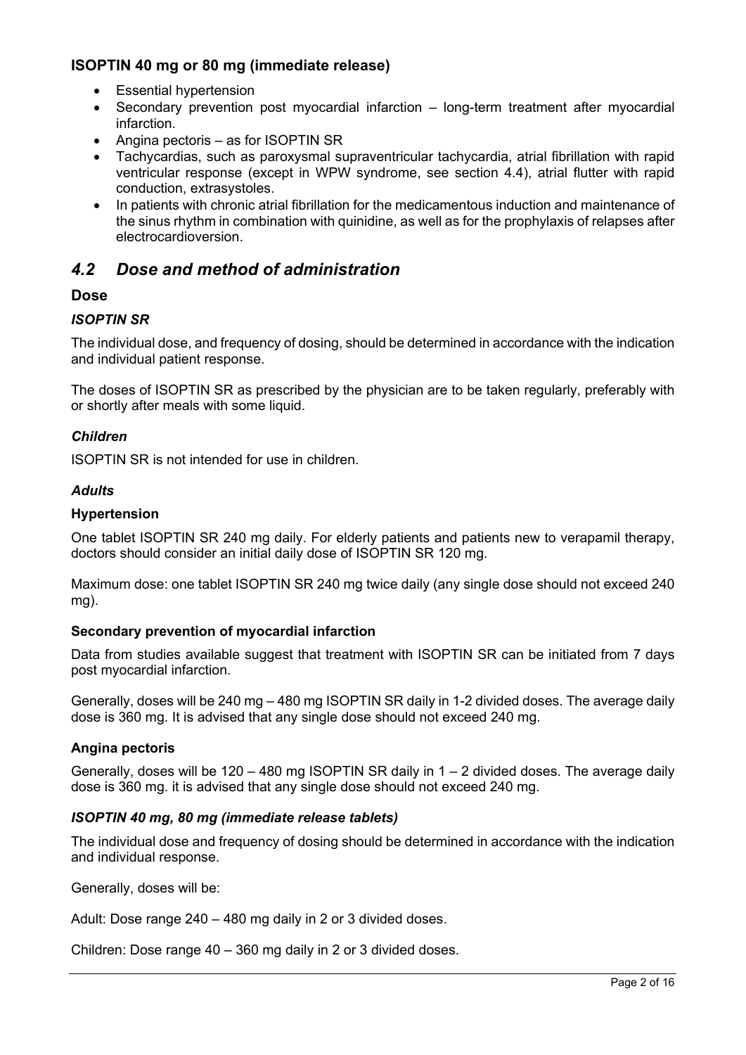### ISOPTIN 40 mg or 80 mg (immediate release)

- Essential hypertension
- Secondary prevention post myocardial infarction – long-term treatment after myocardial infarction.
- Angina pectoris – as for ISOPTIN SR
- Tachycardias, such as paroxysmal supraventricular tachycardia, atrial fibrillation with rapid ventricular response (except in WPW syndrome, see section 4.4), atrial flutter with rapid conduction, extrasystoles.
- In patients with chronic atrial fibrillation for the medicamentous induction and maintenance of the sinus rhythm in combination with quinidine, as well as for the prophylaxis of relapses after electrocardioversion.

## *4.2 Dose and method of administration*

### Dose

#### *ISOPTIN SR*

The individual dose, and frequency of dosing, should be determined in accordance with the indication and individual patient response.

The doses of ISOPTIN SR as prescribed by the physician are to be taken regularly, preferably with or shortly after meals with some liquid.

#### *Children*

ISOPTIN SR is not intended for use in children.

#### *Adults*

#### Hypertension

One tablet ISOPTIN SR 240 mg daily. For elderly patients and patients new to verapamil therapy, doctors should consider an initial daily dose of ISOPTIN SR 120 mg.

Maximum dose: one tablet ISOPTIN SR 240 mg twice daily (any single dose should not exceed 240 mg).

#### Secondary prevention of myocardial infarction

Data from studies available suggest that treatment with ISOPTIN SR can be initiated from 7 days post myocardial infarction.

Generally, doses will be 240 mg – 480 mg ISOPTIN SR daily in 1-2 divided doses. The average daily dose is 360 mg. It is advised that any single dose should not exceed 240 mg.

#### Angina pectoris

Generally, doses will be 120 – 480 mg ISOPTIN SR daily in 1 – 2 divided doses. The average daily dose is 360 mg. it is advised that any single dose should not exceed 240 mg.

#### *ISOPTIN 40 mg, 80 mg (immediate release tablets)*

The individual dose and frequency of dosing should be determined in accordance with the indication and individual response.

Generally, doses will be:

Adult: Dose range 240 – 480 mg daily in 2 or 3 divided doses.

Children: Dose range 40 – 360 mg daily in 2 or 3 divided doses.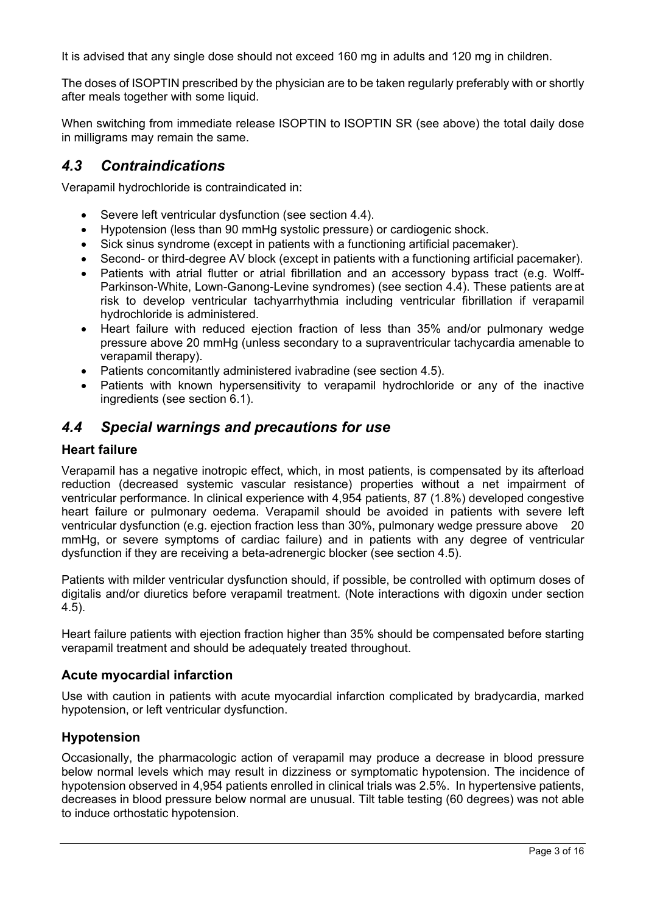It is advised that any single dose should not exceed 160 mg in adults and 120 mg in children.

The doses of ISOPTIN prescribed by the physician are to be taken regularly preferably with or shortly after meals together with some liquid.

When switching from immediate release ISOPTIN to ISOPTIN SR (see above) the total daily dose in milligrams may remain the same.

## *4.3 Contraindications*

Verapamil hydrochloride is contraindicated in:

- Severe left ventricular dysfunction (see section 4.4).
- Hypotension (less than 90 mmHg systolic pressure) or cardiogenic shock.
- Sick sinus syndrome (except in patients with a functioning artificial pacemaker).
- Second- or third-degree AV block (except in patients with a functioning artificial pacemaker).
- Patients with atrial flutter or atrial fibrillation and an accessory bypass tract (e.g. Wolff-Parkinson-White, Lown-Ganong-Levine syndromes) (see section 4.4). These patients are at risk to develop ventricular tachyarrhythmia including ventricular fibrillation if verapamil hydrochloride is administered.
- Heart failure with reduced ejection fraction of less than 35% and/or pulmonary wedge pressure above 20 mmHg (unless secondary to a supraventricular tachycardia amenable to verapamil therapy).
- Patients concomitantly administered ivabradine (see section 4.5).
- Patients with known hypersensitivity to verapamil hydrochloride or any of the inactive ingredients (see section 6.1).

## *4.4 Special warnings and precautions for use*

### Heart failure

Verapamil has a negative inotropic effect, which, in most patients, is compensated by its afterload reduction (decreased systemic vascular resistance) properties without a net impairment of ventricular performance. In clinical experience with 4,954 patients, 87 (1.8%) developed congestive heart failure or pulmonary oedema. Verapamil should be avoided in patients with severe left ventricular dysfunction (e.g. ejection fraction less than 30%, pulmonary wedge pressure above 20 mmHg, or severe symptoms of cardiac failure) and in patients with any degree of ventricular dysfunction if they are receiving a beta-adrenergic blocker (see section 4.5).

Patients with milder ventricular dysfunction should, if possible, be controlled with optimum doses of digitalis and/or diuretics before verapamil treatment. (Note interactions with digoxin under section 4.5).

Heart failure patients with ejection fraction higher than 35% should be compensated before starting verapamil treatment and should be adequately treated throughout.

### Acute myocardial infarction

Use with caution in patients with acute myocardial infarction complicated by bradycardia, marked hypotension, or left ventricular dysfunction.

### Hypotension

Occasionally, the pharmacologic action of verapamil may produce a decrease in blood pressure below normal levels which may result in dizziness or symptomatic hypotension. The incidence of hypotension observed in 4,954 patients enrolled in clinical trials was 2.5%. In hypertensive patients, decreases in blood pressure below normal are unusual. Tilt table testing (60 degrees) was not able to induce orthostatic hypotension.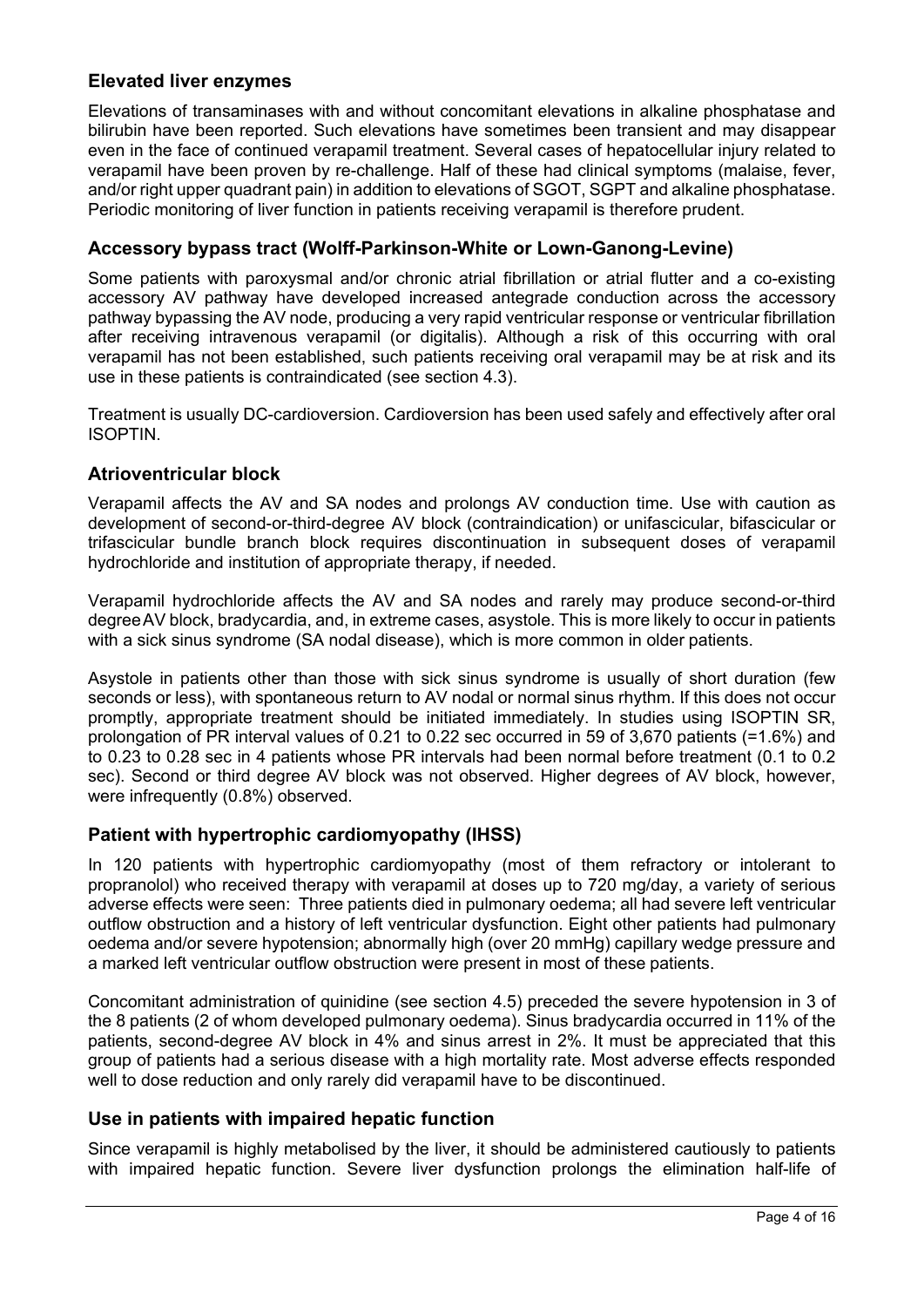### Elevated liver enzymes

Elevations of transaminases with and without concomitant elevations in alkaline phosphatase and bilirubin have been reported. Such elevations have sometimes been transient and may disappear even in the face of continued verapamil treatment. Several cases of hepatocellular injury related to verapamil have been proven by re-challenge. Half of these had clinical symptoms (malaise, fever, and/or right upper quadrant pain) in addition to elevations of SGOT, SGPT and alkaline phosphatase. Periodic monitoring of liver function in patients receiving verapamil is therefore prudent.

### Accessory bypass tract (Wolff-Parkinson-White or Lown-Ganong-Levine)

Some patients with paroxysmal and/or chronic atrial fibrillation or atrial flutter and a co-existing accessory AV pathway have developed increased antegrade conduction across the accessory pathway bypassing the AV node, producing a very rapid ventricular response or ventricular fibrillation after receiving intravenous verapamil (or digitalis). Although a risk of this occurring with oral verapamil has not been established, such patients receiving oral verapamil may be at risk and its use in these patients is contraindicated (see section 4.3).

Treatment is usually DC-cardioversion. Cardioversion has been used safely and effectively after oral ISOPTIN.

### Atrioventricular block

Verapamil affects the AV and SA nodes and prolongs AV conduction time. Use with caution as development of second-or-third-degree AV block (contraindication) or unifascicular, bifascicular or trifascicular bundle branch block requires discontinuation in subsequent doses of verapamil hydrochloride and institution of appropriate therapy, if needed.

Verapamil hydrochloride affects the AV and SA nodes and rarely may produce second-or-third degree AV block, bradycardia, and, in extreme cases, asystole. This is more likely to occur in patients with a sick sinus syndrome (SA nodal disease), which is more common in older patients.

Asystole in patients other than those with sick sinus syndrome is usually of short duration (few seconds or less), with spontaneous return to AV nodal or normal sinus rhythm. If this does not occur promptly, appropriate treatment should be initiated immediately. In studies using ISOPTIN SR, prolongation of PR interval values of 0.21 to 0.22 sec occurred in 59 of 3,670 patients (=1.6%) and to 0.23 to 0.28 sec in 4 patients whose PR intervals had been normal before treatment (0.1 to 0.2 sec). Second or third degree AV block was not observed. Higher degrees of AV block, however, were infrequently (0.8%) observed.

### Patient with hypertrophic cardiomyopathy (IHSS)

In 120 patients with hypertrophic cardiomyopathy (most of them refractory or intolerant to propranolol) who received therapy with verapamil at doses up to 720 mg/day, a variety of serious adverse effects were seen: Three patients died in pulmonary oedema; all had severe left ventricular outflow obstruction and a history of left ventricular dysfunction. Eight other patients had pulmonary oedema and/or severe hypotension; abnormally high (over 20 mmHg) capillary wedge pressure and a marked left ventricular outflow obstruction were present in most of these patients.

Concomitant administration of quinidine (see section 4.5) preceded the severe hypotension in 3 of the 8 patients (2 of whom developed pulmonary oedema). Sinus bradycardia occurred in 11% of the patients, second-degree AV block in 4% and sinus arrest in 2%. It must be appreciated that this group of patients had a serious disease with a high mortality rate. Most adverse effects responded well to dose reduction and only rarely did verapamil have to be discontinued.

### Use in patients with impaired hepatic function

Since verapamil is highly metabolised by the liver, it should be administered cautiously to patients with impaired hepatic function. Severe liver dysfunction prolongs the elimination half-life of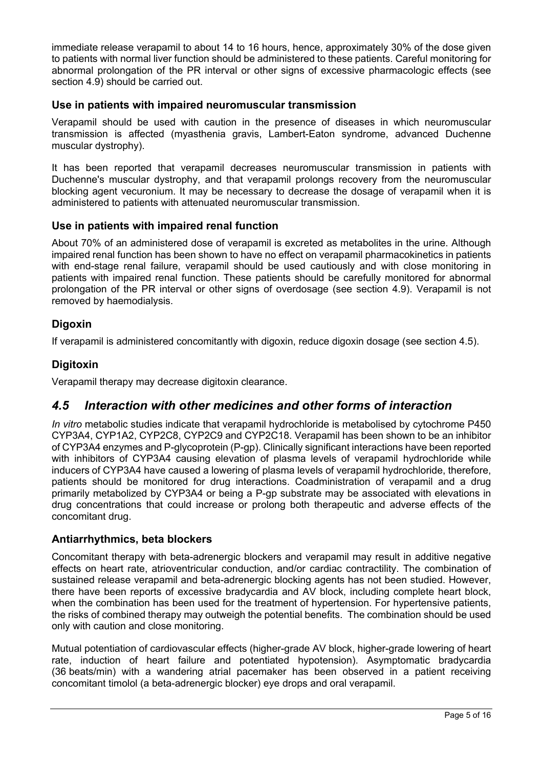immediate release verapamil to about 14 to 16 hours, hence, approximately 30% of the dose given to patients with normal liver function should be administered to these patients. Careful monitoring for abnormal prolongation of the PR interval or other signs of excessive pharmacologic effects (see section 4.9) should be carried out.

### Use in patients with impaired neuromuscular transmission

Verapamil should be used with caution in the presence of diseases in which neuromuscular transmission is affected (myasthenia gravis, Lambert-Eaton syndrome, advanced Duchenne muscular dystrophy).

It has been reported that verapamil decreases neuromuscular transmission in patients with Duchenne's muscular dystrophy, and that verapamil prolongs recovery from the neuromuscular blocking agent vecuronium. It may be necessary to decrease the dosage of verapamil when it is administered to patients with attenuated neuromuscular transmission.

### Use in patients with impaired renal function

About 70% of an administered dose of verapamil is excreted as metabolites in the urine. Although impaired renal function has been shown to have no effect on verapamil pharmacokinetics in patients with end-stage renal failure, verapamil should be used cautiously and with close monitoring in patients with impaired renal function. These patients should be carefully monitored for abnormal prolongation of the PR interval or other signs of overdosage (see section 4.9). Verapamil is not removed by haemodialysis.

### Digoxin

If verapamil is administered concomitantly with digoxin, reduce digoxin dosage (see section 4.5).

### Digitoxin

Verapamil therapy may decrease digitoxin clearance.

## *4.5 Interaction with other medicines and other forms of interaction*

*In vitro* metabolic studies indicate that verapamil hydrochloride is metabolised by cytochrome P450 CYP3A4, CYP1A2, CYP2C8, CYP2C9 and CYP2C18. Verapamil has been shown to be an inhibitor of CYP3A4 enzymes and P-glycoprotein (P-gp). Clinically significant interactions have been reported with inhibitors of CYP3A4 causing elevation of plasma levels of verapamil hydrochloride while inducers of CYP3A4 have caused a lowering of plasma levels of verapamil hydrochloride, therefore, patients should be monitored for drug interactions. Coadministration of verapamil and a drug primarily metabolized by CYP3A4 or being a P-gp substrate may be associated with elevations in drug concentrations that could increase or prolong both therapeutic and adverse effects of the concomitant drug.

### Antiarrhythmics, beta blockers

Concomitant therapy with beta-adrenergic blockers and verapamil may result in additive negative effects on heart rate, atrioventricular conduction, and/or cardiac contractility. The combination of sustained release verapamil and beta-adrenergic blocking agents has not been studied. However, there have been reports of excessive bradycardia and AV block, including complete heart block, when the combination has been used for the treatment of hypertension. For hypertensive patients, the risks of combined therapy may outweigh the potential benefits. The combination should be used only with caution and close monitoring.

Mutual potentiation of cardiovascular effects (higher-grade AV block, higher-grade lowering of heart rate, induction of heart failure and potentiated hypotension). Asymptomatic bradycardia (36 beats/min) with a wandering atrial pacemaker has been observed in a patient receiving concomitant timolol (a beta-adrenergic blocker) eye drops and oral verapamil.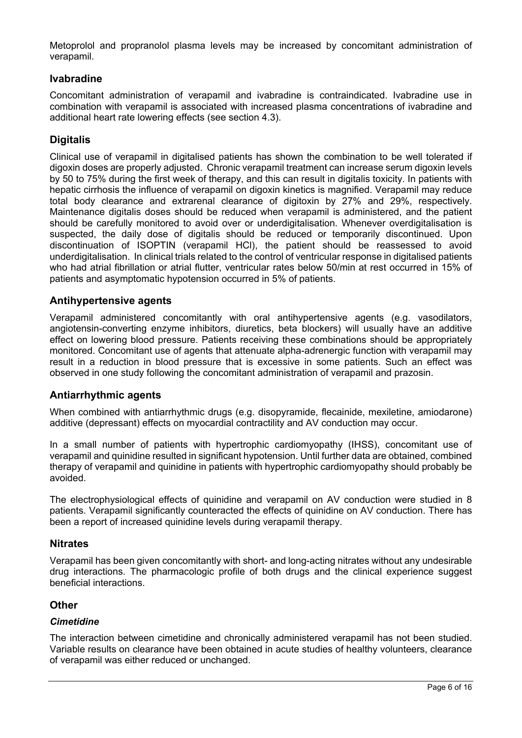Metoprolol and propranolol plasma levels may be increased by concomitant administration of verapamil.

## Ivabradine

Concomitant administration of verapamil and ivabradine is contraindicated. Ivabradine use in combination with verapamil is associated with increased plasma concentrations of ivabradine and additional heart rate lowering effects (see section 4.3).

## Digitalis

Clinical use of verapamil in digitalised patients has shown the combination to be well tolerated if digoxin doses are properly adjusted. Chronic verapamil treatment can increase serum digoxin levels by 50 to 75% during the first week of therapy, and this can result in digitalis toxicity. In patients with hepatic cirrhosis the influence of verapamil on digoxin kinetics is magnified. Verapamil may reduce total body clearance and extrarenal clearance of digitoxin by 27% and 29%, respectively. Maintenance digitalis doses should be reduced when verapamil is administered, and the patient should be carefully monitored to avoid over or underdigitalisation. Whenever overdigitalisation is suspected, the daily dose of digitalis should be reduced or temporarily discontinued. Upon discontinuation of ISOPTIN (verapamil HCl), the patient should be reassessed to avoid underdigitalisation. In clinical trials related to the control of ventricular response in digitalised patients who had atrial fibrillation or atrial flutter, ventricular rates below 50/min at rest occurred in 15% of patients and asymptomatic hypotension occurred in 5% of patients.

## Antihypertensive agents

Verapamil administered concomitantly with oral antihypertensive agents (e.g. vasodilators, angiotensin-converting enzyme inhibitors, diuretics, beta blockers) will usually have an additive effect on lowering blood pressure. Patients receiving these combinations should be appropriately monitored. Concomitant use of agents that attenuate alpha-adrenergic function with verapamil may result in a reduction in blood pressure that is excessive in some patients. Such an effect was observed in one study following the concomitant administration of verapamil and prazosin.

## Antiarrhythmic agents

When combined with antiarrhythmic drugs (e.g. disopyramide, flecainide, mexiletine, amiodarone) additive (depressant) effects on myocardial contractility and AV conduction may occur.

In a small number of patients with hypertrophic cardiomyopathy (IHSS), concomitant use of verapamil and quinidine resulted in significant hypotension. Until further data are obtained, combined therapy of verapamil and quinidine in patients with hypertrophic cardiomyopathy should probably be avoided.

The electrophysiological effects of quinidine and verapamil on AV conduction were studied in 8 patients. Verapamil significantly counteracted the effects of quinidine on AV conduction. There has been a report of increased quinidine levels during verapamil therapy.

## Nitrates

Verapamil has been given concomitantly with short- and long-acting nitrates without any undesirable drug interactions. The pharmacologic profile of both drugs and the clinical experience suggest beneficial interactions.

## Other

### *Cimetidine*

The interaction between cimetidine and chronically administered verapamil has not been studied. Variable results on clearance have been obtained in acute studies of healthy volunteers, clearance of verapamil was either reduced or unchanged.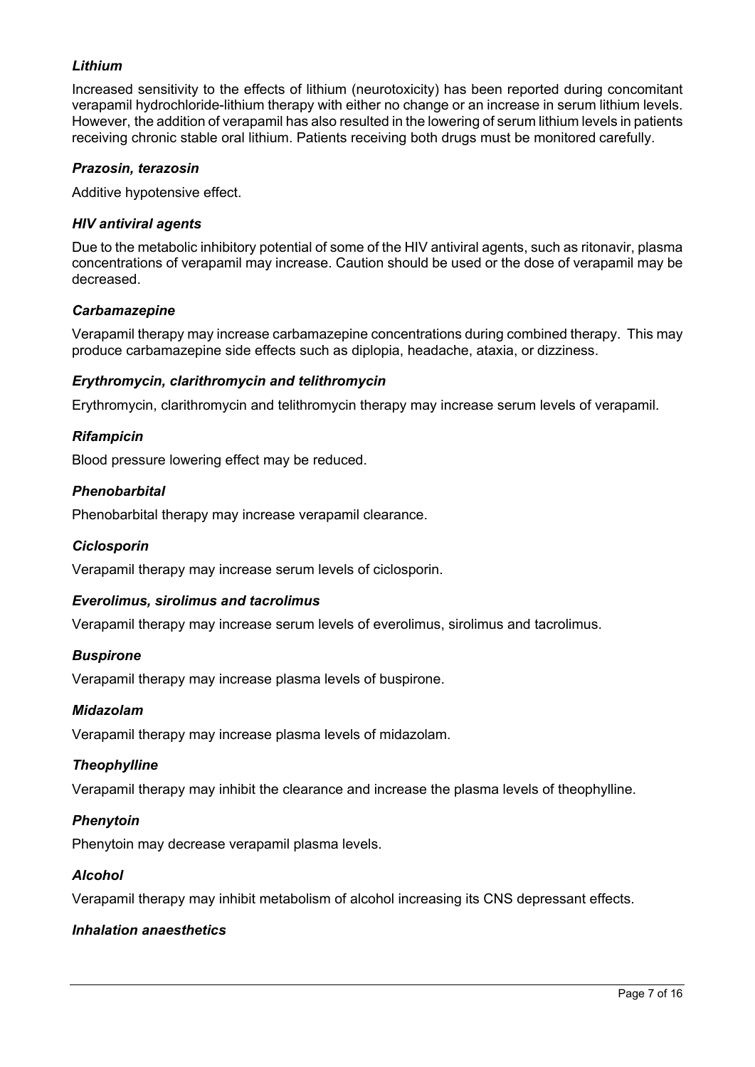***Lithium***

Increased sensitivity to the effects of lithium (neurotoxicity) has been reported during concomitant verapamil hydrochloride-lithium therapy with either no change or an increase in serum lithium levels. However, the addition of verapamil has also resulted in the lowering of serum lithium levels in patients receiving chronic stable oral lithium. Patients receiving both drugs must be monitored carefully.

***Prazosin, terazosin***

Additive hypotensive effect.

***HIV antiviral agents***

Due to the metabolic inhibitory potential of some of the HIV antiviral agents, such as ritonavir, plasma concentrations of verapamil may increase. Caution should be used or the dose of verapamil may be decreased.

***Carbamazepine***

Verapamil therapy may increase carbamazepine concentrations during combined therapy. This may produce carbamazepine side effects such as diplopia, headache, ataxia, or dizziness.

***Erythromycin, clarithromycin and telithromycin***

Erythromycin, clarithromycin and telithromycin therapy may increase serum levels of verapamil.

***Rifampicin***

Blood pressure lowering effect may be reduced.

***Phenobarbital***

Phenobarbital therapy may increase verapamil clearance.

***Ciclosporin***

Verapamil therapy may increase serum levels of ciclosporin.

***Everolimus, sirolimus and tacrolimus***

Verapamil therapy may increase serum levels of everolimus, sirolimus and tacrolimus.

***Buspirone***

Verapamil therapy may increase plasma levels of buspirone.

***Midazolam***

Verapamil therapy may increase plasma levels of midazolam.

***Theophylline***

Verapamil therapy may inhibit the clearance and increase the plasma levels of theophylline.

***Phenytoin***

Phenytoin may decrease verapamil plasma levels.

***Alcohol***

Verapamil therapy may inhibit metabolism of alcohol increasing its CNS depressant effects.

***Inhalation anaesthetics***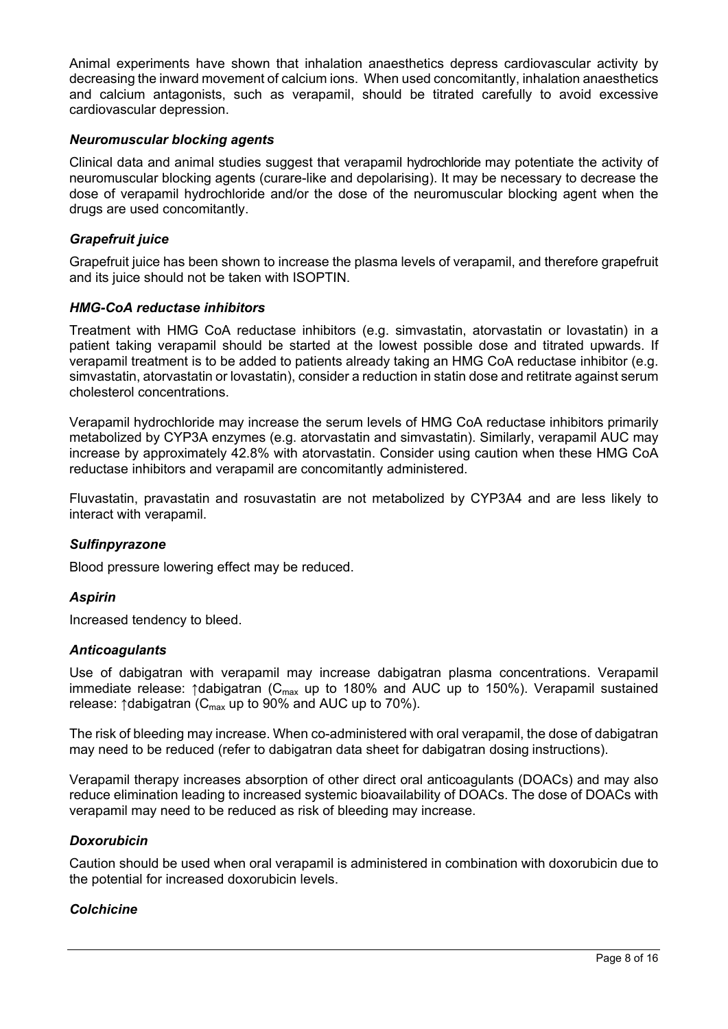Animal experiments have shown that inhalation anaesthetics depress cardiovascular activity by decreasing the inward movement of calcium ions. When used concomitantly, inhalation anaesthetics and calcium antagonists, such as verapamil, should be titrated carefully to avoid excessive cardiovascular depression.

### *Neuromuscular blocking agents*

Clinical data and animal studies suggest that verapamil hydrochloride may potentiate the activity of neuromuscular blocking agents (curare-like and depolarising). It may be necessary to decrease the dose of verapamil hydrochloride and/or the dose of the neuromuscular blocking agent when the drugs are used concomitantly.

### *Grapefruit juice*

Grapefruit juice has been shown to increase the plasma levels of verapamil, and therefore grapefruit and its juice should not be taken with ISOPTIN.

### *HMG-CoA reductase inhibitors*

Treatment with HMG CoA reductase inhibitors (e.g. simvastatin, atorvastatin or lovastatin) in a patient taking verapamil should be started at the lowest possible dose and titrated upwards. If verapamil treatment is to be added to patients already taking an HMG CoA reductase inhibitor (e.g. simvastatin, atorvastatin or lovastatin), consider a reduction in statin dose and retitrate against serum cholesterol concentrations.

Verapamil hydrochloride may increase the serum levels of HMG CoA reductase inhibitors primarily metabolized by CYP3A enzymes (e.g. atorvastatin and simvastatin). Similarly, verapamil AUC may increase by approximately 42.8% with atorvastatin. Consider using caution when these HMG CoA reductase inhibitors and verapamil are concomitantly administered.

Fluvastatin, pravastatin and rosuvastatin are not metabolized by CYP3A4 and are less likely to interact with verapamil.

### *Sulfinpyrazone*

Blood pressure lowering effect may be reduced.

### *Aspirin*

Increased tendency to bleed.

### *Anticoagulants*

Use of dabigatran with verapamil may increase dabigatran plasma concentrations. Verapamil immediate release: ↑dabigatran ($C_{max}$ up to 180% and AUC up to 150%). Verapamil sustained release: ↑dabigatran ($C_{max}$ up to 90% and AUC up to 70%).

The risk of bleeding may increase. When co-administered with oral verapamil, the dose of dabigatran may need to be reduced (refer to dabigatran data sheet for dabigatran dosing instructions).

Verapamil therapy increases absorption of other direct oral anticoagulants (DOACs) and may also reduce elimination leading to increased systemic bioavailability of DOACs. The dose of DOACs with verapamil may need to be reduced as risk of bleeding may increase.

### *Doxorubicin*

Caution should be used when oral verapamil is administered in combination with doxorubicin due to the potential for increased doxorubicin levels.

### *Colchicine*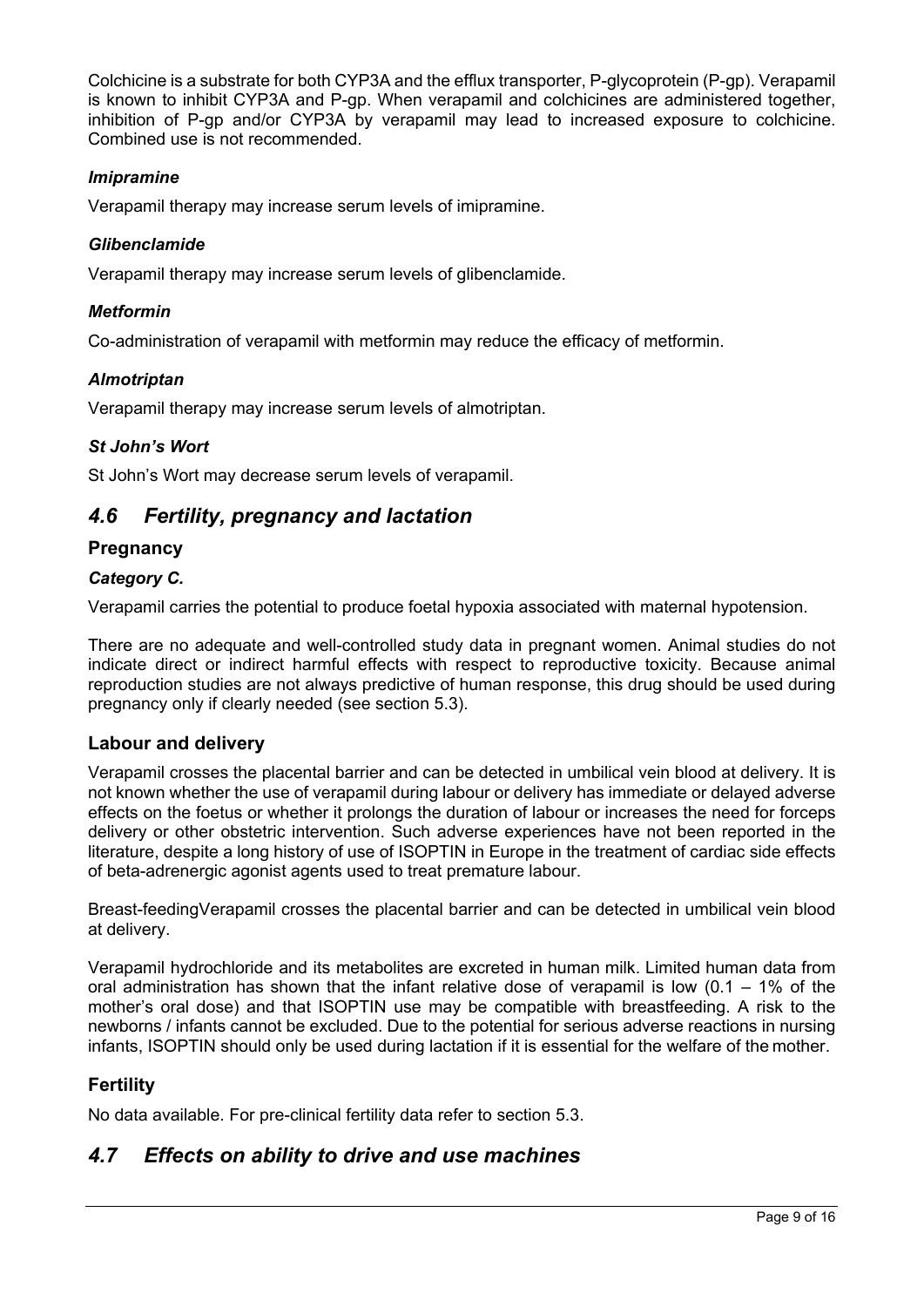Colchicine is a substrate for both CYP3A and the efflux transporter, P-glycoprotein (P-gp). Verapamil is known to inhibit CYP3A and P-gp. When verapamil and colchicines are administered together, inhibition of P-gp and/or CYP3A by verapamil may lead to increased exposure to colchicine. Combined use is not recommended.

#### *Imipramine*

Verapamil therapy may increase serum levels of imipramine.

#### *Glibenclamide*

Verapamil therapy may increase serum levels of glibenclamide.

#### *Metformin*

Co-administration of verapamil with metformin may reduce the efficacy of metformin.

#### *Almotriptan*

Verapamil therapy may increase serum levels of almotriptan.

#### *St John's Wort*

St John's Wort may decrease serum levels of verapamil.

## *4.6 Fertility, pregnancy and lactation*

### Pregnancy

#### *Category C.*

Verapamil carries the potential to produce foetal hypoxia associated with maternal hypotension.

There are no adequate and well-controlled study data in pregnant women. Animal studies do not indicate direct or indirect harmful effects with respect to reproductive toxicity. Because animal reproduction studies are not always predictive of human response, this drug should be used during pregnancy only if clearly needed (see section 5.3).

### Labour and delivery

Verapamil crosses the placental barrier and can be detected in umbilical vein blood at delivery. It is not known whether the use of verapamil during labour or delivery has immediate or delayed adverse effects on the foetus or whether it prolongs the duration of labour or increases the need for forceps delivery or other obstetric intervention. Such adverse experiences have not been reported in the literature, despite a long history of use of ISOPTIN in Europe in the treatment of cardiac side effects of beta-adrenergic agonist agents used to treat premature labour.

Breast-feedingVerapamil crosses the placental barrier and can be detected in umbilical vein blood at delivery.

Verapamil hydrochloride and its metabolites are excreted in human milk. Limited human data from oral administration has shown that the infant relative dose of verapamil is low (0.1 – 1% of the mother's oral dose) and that ISOPTIN use may be compatible with breastfeeding. A risk to the newborns / infants cannot be excluded. Due to the potential for serious adverse reactions in nursing infants, ISOPTIN should only be used during lactation if it is essential for the welfare of the mother.

### Fertility

No data available. For pre-clinical fertility data refer to section 5.3.

## *4.7 Effects on ability to drive and use machines*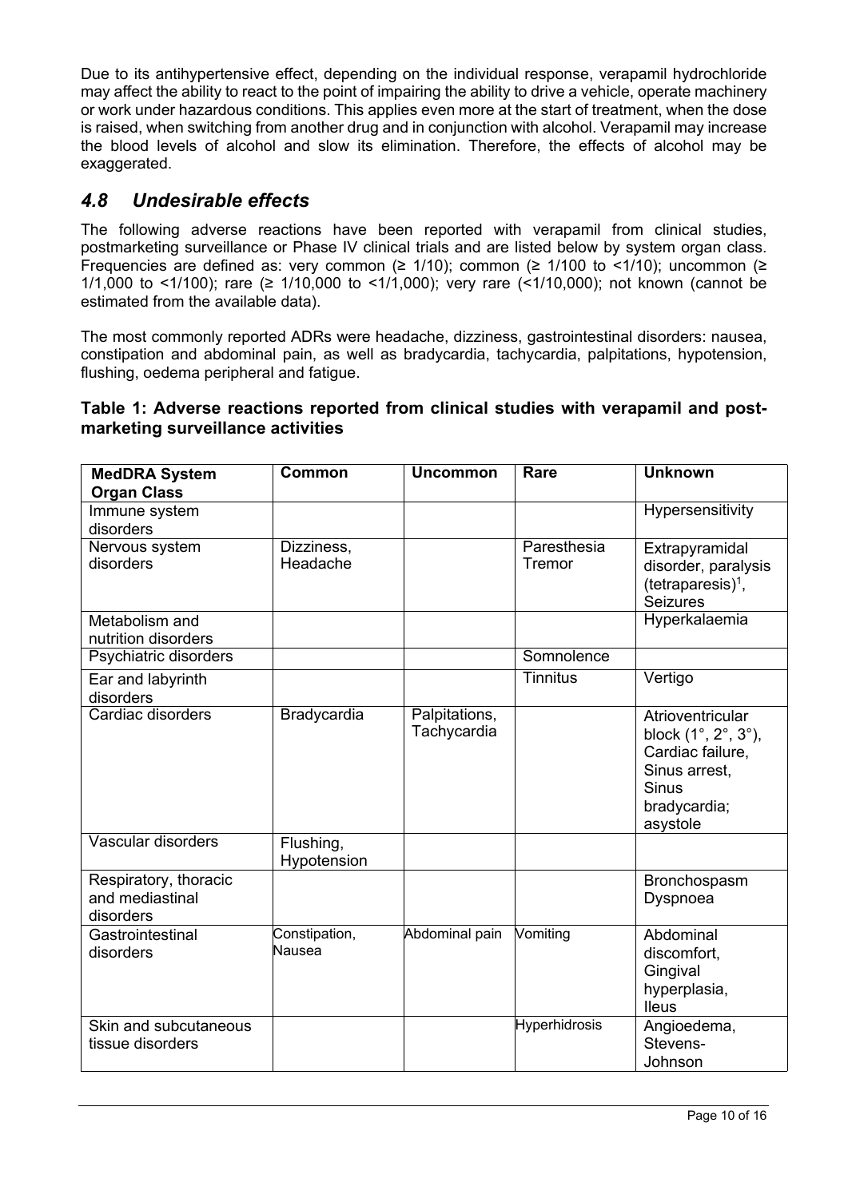Due to its antihypertensive effect, depending on the individual response, verapamil hydrochloride may affect the ability to react to the point of impairing the ability to drive a vehicle, operate machinery or work under hazardous conditions. This applies even more at the start of treatment, when the dose is raised, when switching from another drug and in conjunction with alcohol. Verapamil may increase the blood levels of alcohol and slow its elimination. Therefore, the effects of alcohol may be exaggerated.

## *4.8 Undesirable effects*

The following adverse reactions have been reported with verapamil from clinical studies, postmarketing surveillance or Phase IV clinical trials and are listed below by system organ class. Frequencies are defined as: very common (≥ 1/10); common (≥ 1/100 to <1/10); uncommon (≥ 1/1,000 to <1/100); rare (≥ 1/10,000 to <1/1,000); very rare (<1/10,000); not known (cannot be estimated from the available data).

The most commonly reported ADRs were headache, dizziness, gastrointestinal disorders: nausea, constipation and abdominal pain, as well as bradycardia, tachycardia, palpitations, hypotension, flushing, oedema peripheral and fatigue.

**Table 1: Adverse reactions reported from clinical studies with verapamil and post-marketing surveillance activities**

| MedDRA System Organ Class | Common | Uncommon | Rare | Unknown |
|---|---|---|---|---|
| Immune system disorders | | | | Hypersensitivity |
| Nervous system disorders | Dizziness, Headache | | Paresthesia Tremor | Extrapyramidal disorder, paralysis (tetraparesis)[1], Seizures |
| Metabolism and nutrition disorders | | | | Hyperkalaemia |
| Psychiatric disorders | | | Somnolence | |
| Ear and labyrinth disorders | | | Tinnitus | Vertigo |
| Cardiac disorders | Bradycardia | Palpitations, Tachycardia | | Atrioventricular block (1°, 2°, 3°), Cardiac failure, Sinus arrest, Sinus bradycardia; asystole |
| Vascular disorders | Flushing, Hypotension | | | |
| Respiratory, thoracic and mediastinal disorders | | | | Bronchospasm Dyspnoea |
| Gastrointestinal disorders | Constipation, Nausea | Abdominal pain | Vomiting | Abdominal discomfort, Gingival hyperplasia, Ileus |
| Skin and subcutaneous tissue disorders | | | Hyperhidrosis | Angioedema, Stevens-Johnson |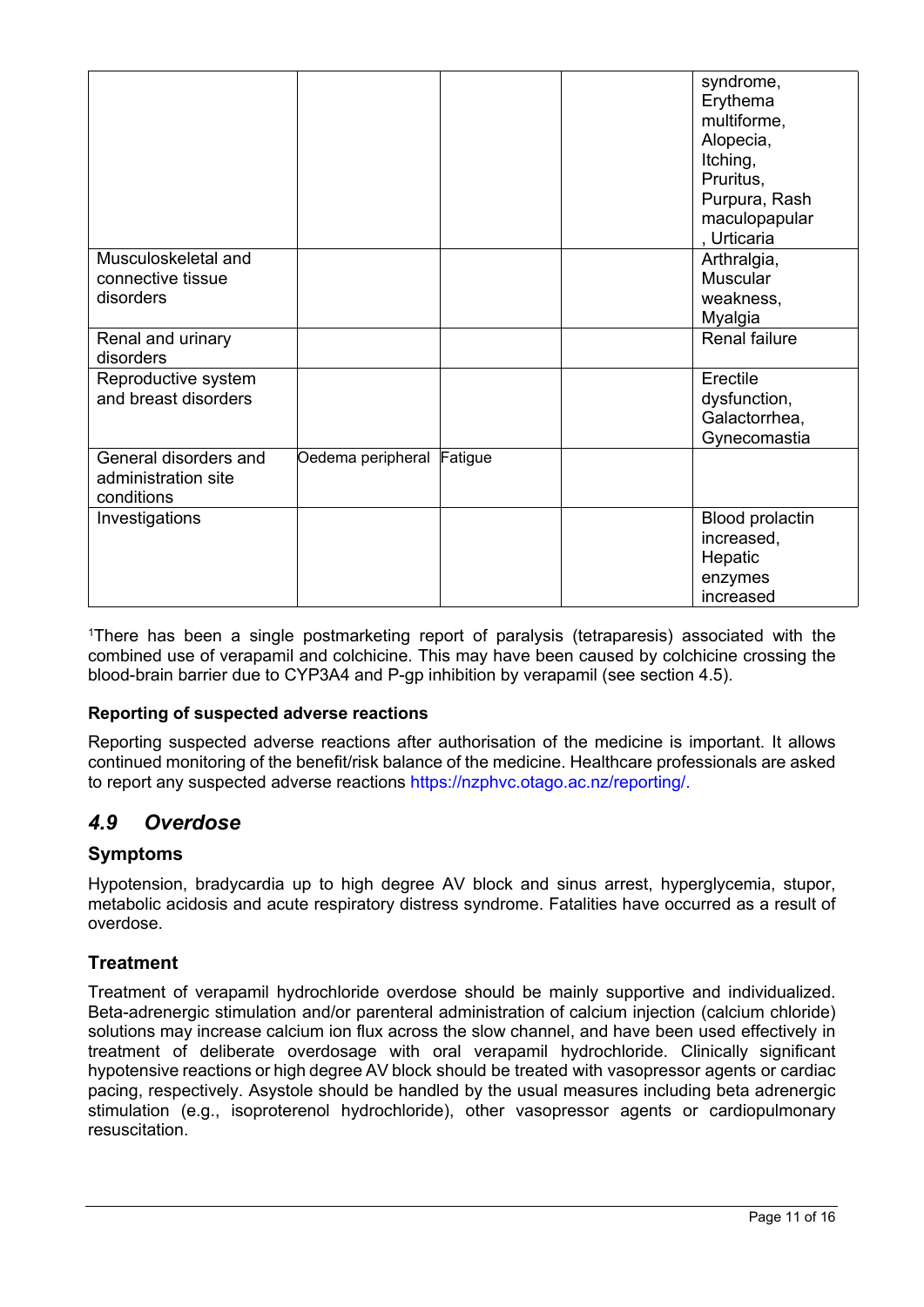| | | | | |
|---|---|---|---|---|
| | | | | syndrome, Erythema multiforme, Alopecia, Itching, Pruritus, Purpura, Rash maculopapular, Urticaria |
| Musculoskeletal and connective tissue disorders | | | | Arthralgia, Muscular weakness, Myalgia |
| Renal and urinary disorders | | | | Renal failure |
| Reproductive system and breast disorders | | | | Erectile dysfunction, Galactorrhea, Gynecomastia |
| General disorders and administration site conditions | Oedema peripheral | Fatigue | | |
| Investigations | | | | Blood prolactin increased, Hepatic enzymes increased |

[1]There has been a single postmarketing report of paralysis (tetraparesis) associated with the combined use of verapamil and colchicine. This may have been caused by colchicine crossing the blood-brain barrier due to CYP3A4 and P-gp inhibition by verapamil (see section 4.5).

**Reporting of suspected adverse reactions**

Reporting suspected adverse reactions after authorisation of the medicine is important. It allows continued monitoring of the benefit/risk balance of the medicine. Healthcare professionals are asked to report any suspected adverse reactions https://nzphvc.otago.ac.nz/reporting/.

## *4.9 Overdose*

### Symptoms

Hypotension, bradycardia up to high degree AV block and sinus arrest, hyperglycemia, stupor, metabolic acidosis and acute respiratory distress syndrome. Fatalities have occurred as a result of overdose.

### Treatment

Treatment of verapamil hydrochloride overdose should be mainly supportive and individualized. Beta-adrenergic stimulation and/or parenteral administration of calcium injection (calcium chloride) solutions may increase calcium ion flux across the slow channel, and have been used effectively in treatment of deliberate overdosage with oral verapamil hydrochloride. Clinically significant hypotensive reactions or high degree AV block should be treated with vasopressor agents or cardiac pacing, respectively. Asystole should be handled by the usual measures including beta adrenergic stimulation (e.g., isoproterenol hydrochloride), other vasopressor agents or cardiopulmonary resuscitation.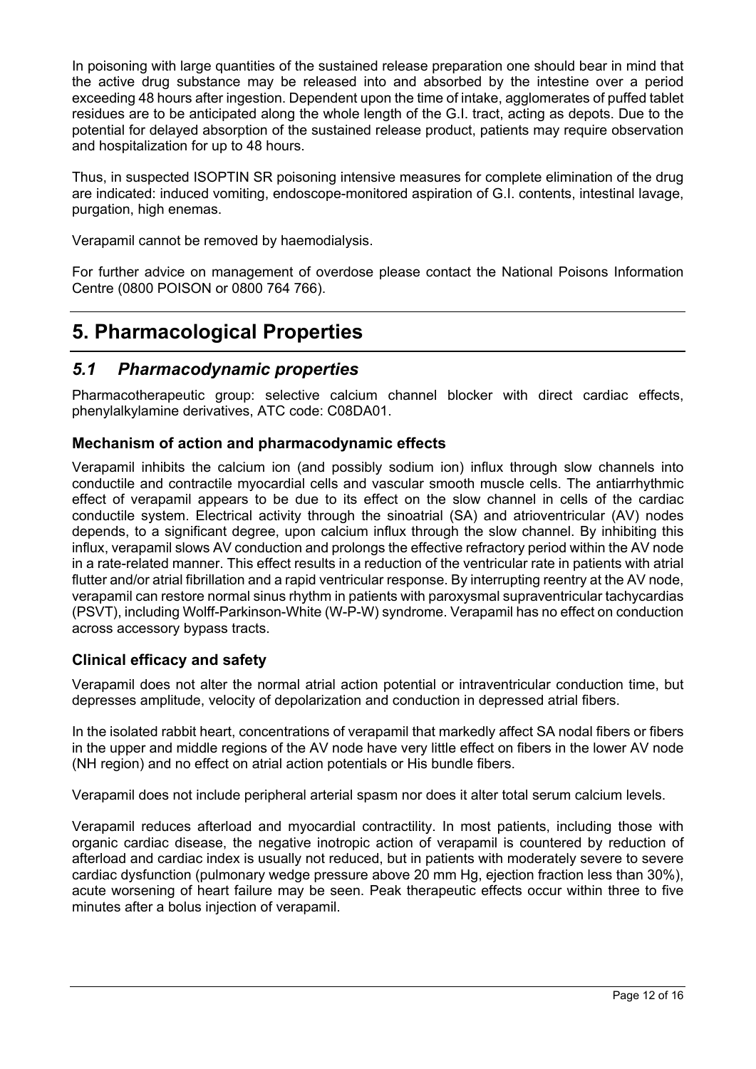In poisoning with large quantities of the sustained release preparation one should bear in mind that the active drug substance may be released into and absorbed by the intestine over a period exceeding 48 hours after ingestion. Dependent upon the time of intake, agglomerates of puffed tablet residues are to be anticipated along the whole length of the G.I. tract, acting as depots. Due to the potential for delayed absorption of the sustained release product, patients may require observation and hospitalization for up to 48 hours.

Thus, in suspected ISOPTIN SR poisoning intensive measures for complete elimination of the drug are indicated: induced vomiting, endoscope-monitored aspiration of G.I. contents, intestinal lavage, purgation, high enemas.

Verapamil cannot be removed by haemodialysis.

For further advice on management of overdose please contact the National Poisons Information Centre (0800 POISON or 0800 764 766).

# 5. Pharmacological Properties

## *5.1 Pharmacodynamic properties*

Pharmacotherapeutic group: selective calcium channel blocker with direct cardiac effects, phenylalkylamine derivatives, ATC code: C08DA01.

### Mechanism of action and pharmacodynamic effects

Verapamil inhibits the calcium ion (and possibly sodium ion) influx through slow channels into conductile and contractile myocardial cells and vascular smooth muscle cells. The antiarrhythmic effect of verapamil appears to be due to its effect on the slow channel in cells of the cardiac conductile system. Electrical activity through the sinoatrial (SA) and atrioventricular (AV) nodes depends, to a significant degree, upon calcium influx through the slow channel. By inhibiting this influx, verapamil slows AV conduction and prolongs the effective refractory period within the AV node in a rate-related manner. This effect results in a reduction of the ventricular rate in patients with atrial flutter and/or atrial fibrillation and a rapid ventricular response. By interrupting reentry at the AV node, verapamil can restore normal sinus rhythm in patients with paroxysmal supraventricular tachycardias (PSVT), including Wolff-Parkinson-White (W-P-W) syndrome. Verapamil has no effect on conduction across accessory bypass tracts.

### Clinical efficacy and safety

Verapamil does not alter the normal atrial action potential or intraventricular conduction time, but depresses amplitude, velocity of depolarization and conduction in depressed atrial fibers.

In the isolated rabbit heart, concentrations of verapamil that markedly affect SA nodal fibers or fibers in the upper and middle regions of the AV node have very little effect on fibers in the lower AV node (NH region) and no effect on atrial action potentials or His bundle fibers.

Verapamil does not include peripheral arterial spasm nor does it alter total serum calcium levels.

Verapamil reduces afterload and myocardial contractility. In most patients, including those with organic cardiac disease, the negative inotropic action of verapamil is countered by reduction of afterload and cardiac index is usually not reduced, but in patients with moderately severe to severe cardiac dysfunction (pulmonary wedge pressure above 20 mm Hg, ejection fraction less than 30%), acute worsening of heart failure may be seen. Peak therapeutic effects occur within three to five minutes after a bolus injection of verapamil.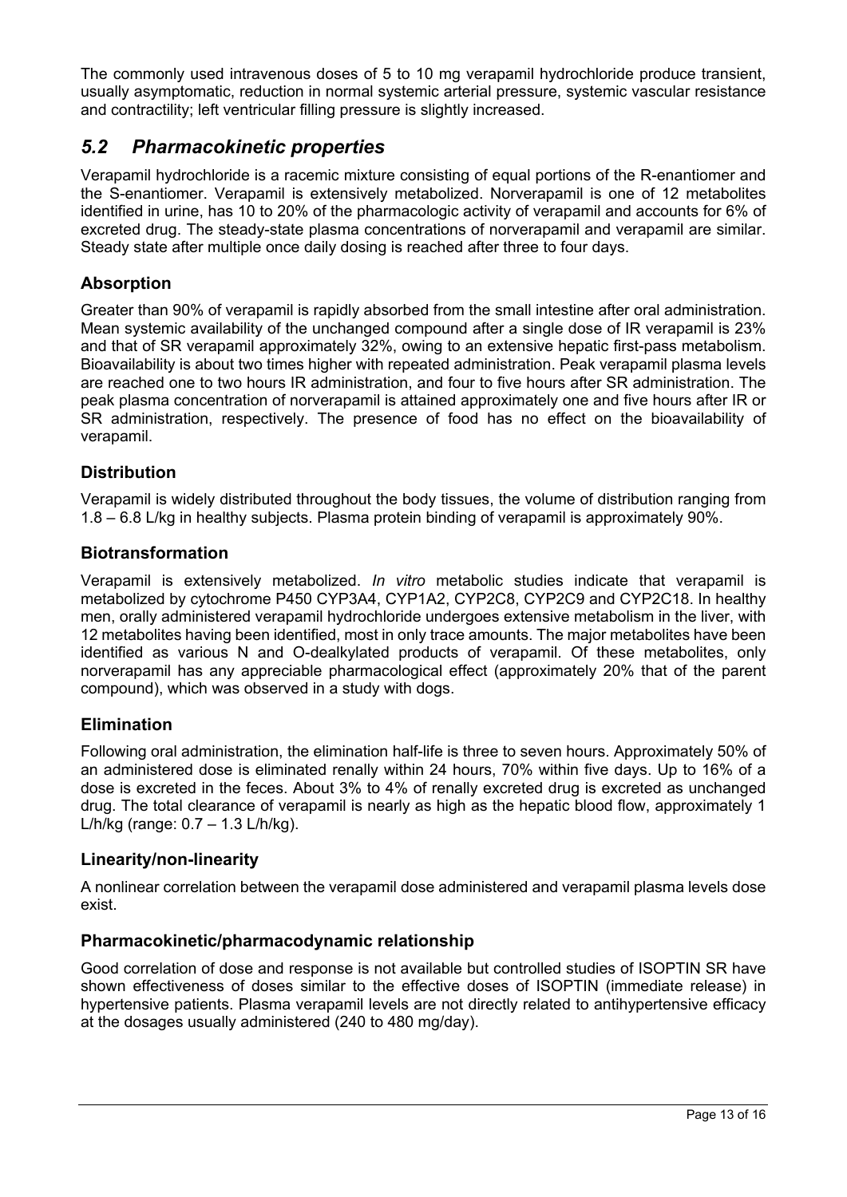The commonly used intravenous doses of 5 to 10 mg verapamil hydrochloride produce transient, usually asymptomatic, reduction in normal systemic arterial pressure, systemic vascular resistance and contractility; left ventricular filling pressure is slightly increased.

## *5.2 Pharmacokinetic properties*

Verapamil hydrochloride is a racemic mixture consisting of equal portions of the R-enantiomer and the S-enantiomer. Verapamil is extensively metabolized. Norverapamil is one of 12 metabolites identified in urine, has 10 to 20% of the pharmacologic activity of verapamil and accounts for 6% of excreted drug. The steady-state plasma concentrations of norverapamil and verapamil are similar. Steady state after multiple once daily dosing is reached after three to four days.

### Absorption

Greater than 90% of verapamil is rapidly absorbed from the small intestine after oral administration. Mean systemic availability of the unchanged compound after a single dose of IR verapamil is 23% and that of SR verapamil approximately 32%, owing to an extensive hepatic first-pass metabolism. Bioavailability is about two times higher with repeated administration. Peak verapamil plasma levels are reached one to two hours IR administration, and four to five hours after SR administration. The peak plasma concentration of norverapamil is attained approximately one and five hours after IR or SR administration, respectively. The presence of food has no effect on the bioavailability of verapamil.

### Distribution

Verapamil is widely distributed throughout the body tissues, the volume of distribution ranging from 1.8 – 6.8 L/kg in healthy subjects. Plasma protein binding of verapamil is approximately 90%.

### Biotransformation

Verapamil is extensively metabolized. *In vitro* metabolic studies indicate that verapamil is metabolized by cytochrome P450 CYP3A4, CYP1A2, CYP2C8, CYP2C9 and CYP2C18. In healthy men, orally administered verapamil hydrochloride undergoes extensive metabolism in the liver, with 12 metabolites having been identified, most in only trace amounts. The major metabolites have been identified as various N and O-dealkylated products of verapamil. Of these metabolites, only norverapamil has any appreciable pharmacological effect (approximately 20% that of the parent compound), which was observed in a study with dogs.

### Elimination

Following oral administration, the elimination half-life is three to seven hours. Approximately 50% of an administered dose is eliminated renally within 24 hours, 70% within five days. Up to 16% of a dose is excreted in the feces. About 3% to 4% of renally excreted drug is excreted as unchanged drug. The total clearance of verapamil is nearly as high as the hepatic blood flow, approximately 1 L/h/kg (range: 0.7 – 1.3 L/h/kg).

### Linearity/non-linearity

A nonlinear correlation between the verapamil dose administered and verapamil plasma levels dose exist.

### Pharmacokinetic/pharmacodynamic relationship

Good correlation of dose and response is not available but controlled studies of ISOPTIN SR have shown effectiveness of doses similar to the effective doses of ISOPTIN (immediate release) in hypertensive patients. Plasma verapamil levels are not directly related to antihypertensive efficacy at the dosages usually administered (240 to 480 mg/day).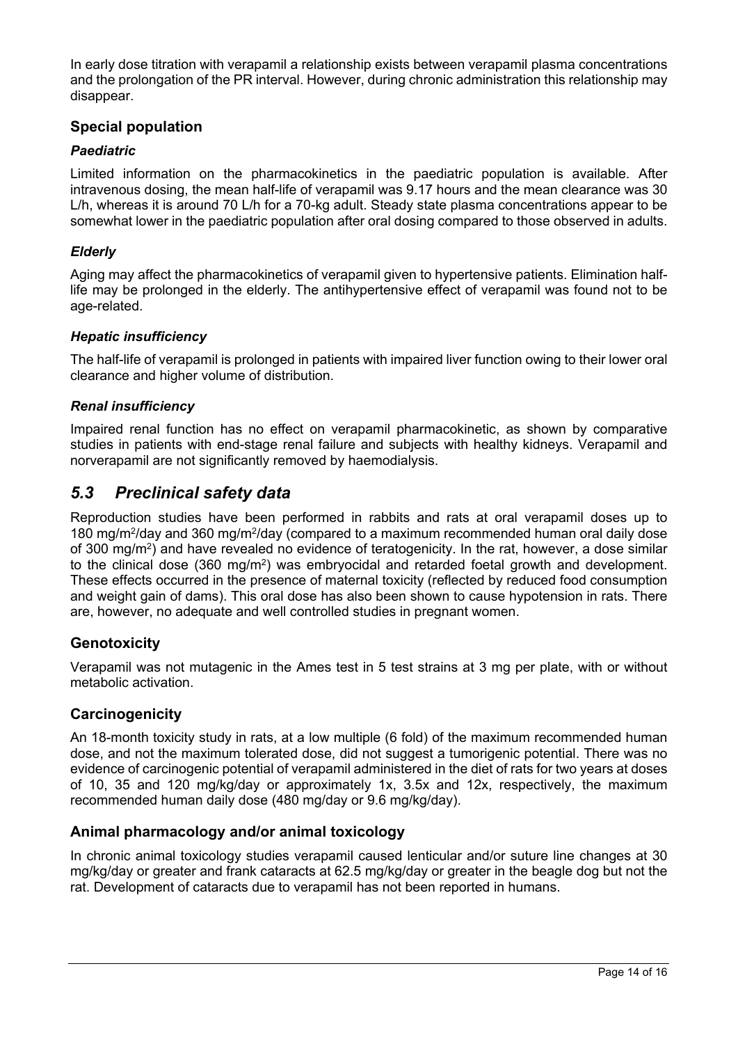In early dose titration with verapamil a relationship exists between verapamil plasma concentrations and the prolongation of the PR interval. However, during chronic administration this relationship may disappear.

### Special population

#### *Paediatric*

Limited information on the pharmacokinetics in the paediatric population is available. After intravenous dosing, the mean half-life of verapamil was 9.17 hours and the mean clearance was 30 L/h, whereas it is around 70 L/h for a 70-kg adult. Steady state plasma concentrations appear to be somewhat lower in the paediatric population after oral dosing compared to those observed in adults.

#### *Elderly*

Aging may affect the pharmacokinetics of verapamil given to hypertensive patients. Elimination half-life may be prolonged in the elderly. The antihypertensive effect of verapamil was found not to be age-related.

#### *Hepatic insufficiency*

The half-life of verapamil is prolonged in patients with impaired liver function owing to their lower oral clearance and higher volume of distribution.

#### *Renal insufficiency*

Impaired renal function has no effect on verapamil pharmacokinetic, as shown by comparative studies in patients with end-stage renal failure and subjects with healthy kidneys. Verapamil and norverapamil are not significantly removed by haemodialysis.

## *5.3 Preclinical safety data*

Reproduction studies have been performed in rabbits and rats at oral verapamil doses up to 180 mg/m$^2$/day and 360 mg/m$^2$/day (compared to a maximum recommended human oral daily dose of 300 mg/m$^2$) and have revealed no evidence of teratogenicity. In the rat, however, a dose similar to the clinical dose (360 mg/m$^2$) was embryocidal and retarded foetal growth and development. These effects occurred in the presence of maternal toxicity (reflected by reduced food consumption and weight gain of dams). This oral dose has also been shown to cause hypotension in rats. There are, however, no adequate and well controlled studies in pregnant women.

### Genotoxicity

Verapamil was not mutagenic in the Ames test in 5 test strains at 3 mg per plate, with or without metabolic activation.

### Carcinogenicity

An 18-month toxicity study in rats, at a low multiple (6 fold) of the maximum recommended human dose, and not the maximum tolerated dose, did not suggest a tumorigenic potential. There was no evidence of carcinogenic potential of verapamil administered in the diet of rats for two years at doses of 10, 35 and 120 mg/kg/day or approximately 1x, 3.5x and 12x, respectively, the maximum recommended human daily dose (480 mg/day or 9.6 mg/kg/day).

### Animal pharmacology and/or animal toxicology

In chronic animal toxicology studies verapamil caused lenticular and/or suture line changes at 30 mg/kg/day or greater and frank cataracts at 62.5 mg/kg/day or greater in the beagle dog but not the rat. Development of cataracts due to verapamil has not been reported in humans.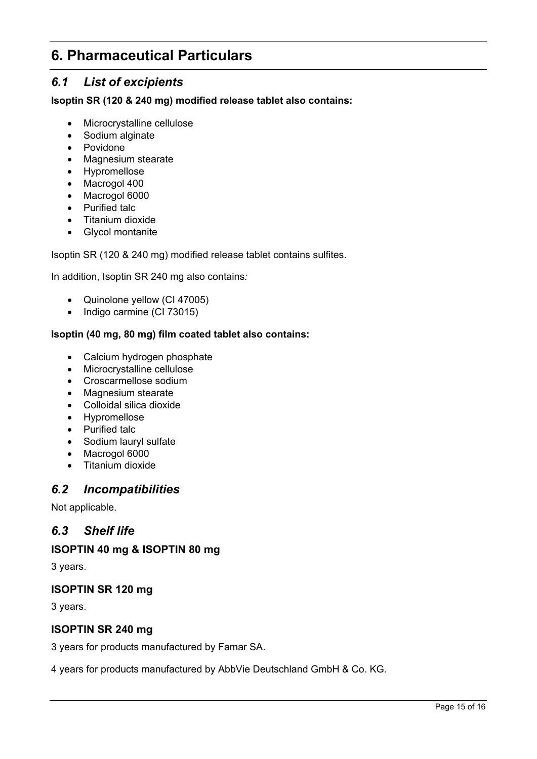# 6. Pharmaceutical Particulars

## *6.1 List of excipients*

**Isoptin SR (120 & 240 mg) modified release tablet also contains:**

- Microcrystalline cellulose
- Sodium alginate
- Povidone
- Magnesium stearate
- Hypromellose
- Macrogol 400
- Macrogol 6000
- Purified talc
- Titanium dioxide
- Glycol montanite

Isoptin SR (120 & 240 mg) modified release tablet contains sulfites.

In addition, Isoptin SR 240 mg also contains*:*

- Quinolone yellow (CI 47005)
- Indigo carmine (CI 73015)

**Isoptin (40 mg, 80 mg) film coated tablet also contains:**

- Calcium hydrogen phosphate
- Microcrystalline cellulose
- Croscarmellose sodium
- Magnesium stearate
- Colloidal silica dioxide
- Hypromellose
- Purified talc
- Sodium lauryl sulfate
- Macrogol 6000
- Titanium dioxide

## *6.2 Incompatibilities*

Not applicable.

## *6.3 Shelf life*

### ISOPTIN 40 mg & ISOPTIN 80 mg

3 years.

### ISOPTIN SR 120 mg

3 years.

### ISOPTIN SR 240 mg

3 years for products manufactured by Famar SA.

4 years for products manufactured by AbbVie Deutschland GmbH & Co. KG.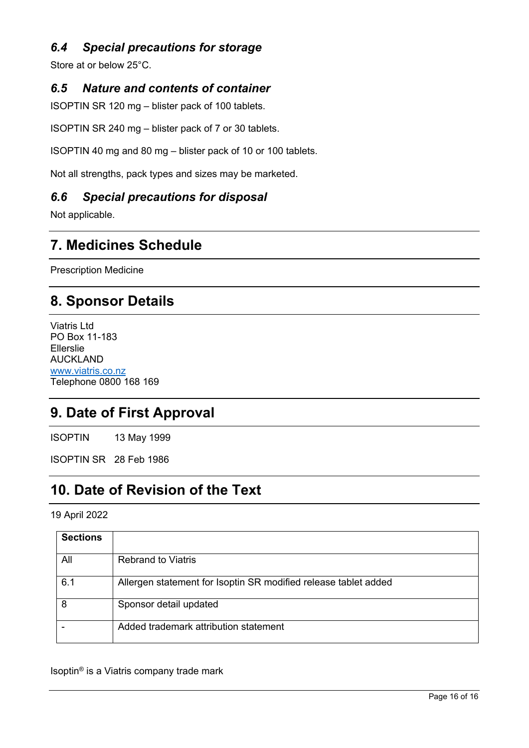### *6.4 Special precautions for storage*

Store at or below 25°C.

### *6.5 Nature and contents of container*

ISOPTIN SR 120 mg – blister pack of 100 tablets.

ISOPTIN SR 240 mg – blister pack of 7 or 30 tablets.

ISOPTIN 40 mg and 80 mg – blister pack of 10 or 100 tablets.

Not all strengths, pack types and sizes may be marketed.

### *6.6 Special precautions for disposal*

Not applicable.

## 7. Medicines Schedule

Prescription Medicine

## 8. Sponsor Details

Viatris Ltd
PO Box 11-183
Ellerslie
AUCKLAND
www.viatris.co.nz
Telephone 0800 168 169

## 9. Date of First Approval

ISOPTIN 13 May 1999

ISOPTIN SR 28 Feb 1986

## 10. Date of Revision of the Text

19 April 2022

| Sections | |
|---|---|
| All | Rebrand to Viatris |
| 6.1 | Allergen statement for Isoptin SR modified release tablet added |
| 8 | Sponsor detail updated |
| - | Added trademark attribution statement |

Isoptin® is a Viatris company trade mark